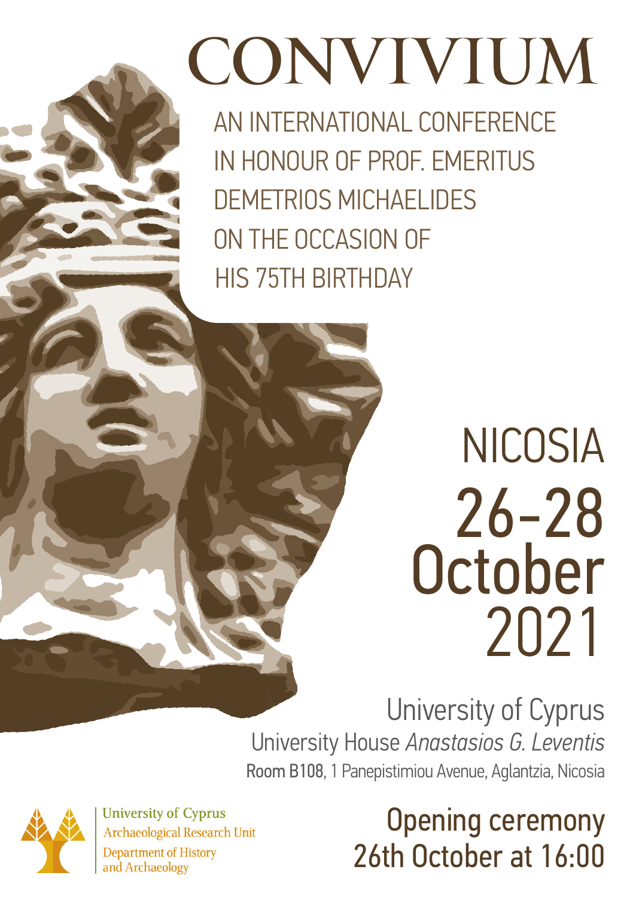# CONVIVIUM

AN INTERNATIONAL CONFERENCE IN HONOUR OF PROF. EMERITUS DEMETRIOS MICHAELIDES ON THE OCCASION OF HIS 75TH BIRTHDAY

## NICOSIA
## 26–28 October 2021

University of Cyprus

University House *Anastasios G. Leventis*

**Room B108**, 1 Panepistimiou Avenue, Aglantzia, Nicosia

University of Cyprus
Archaeological Research Unit
Department of History and Archaeology

**Opening ceremony 26th October at 16:00**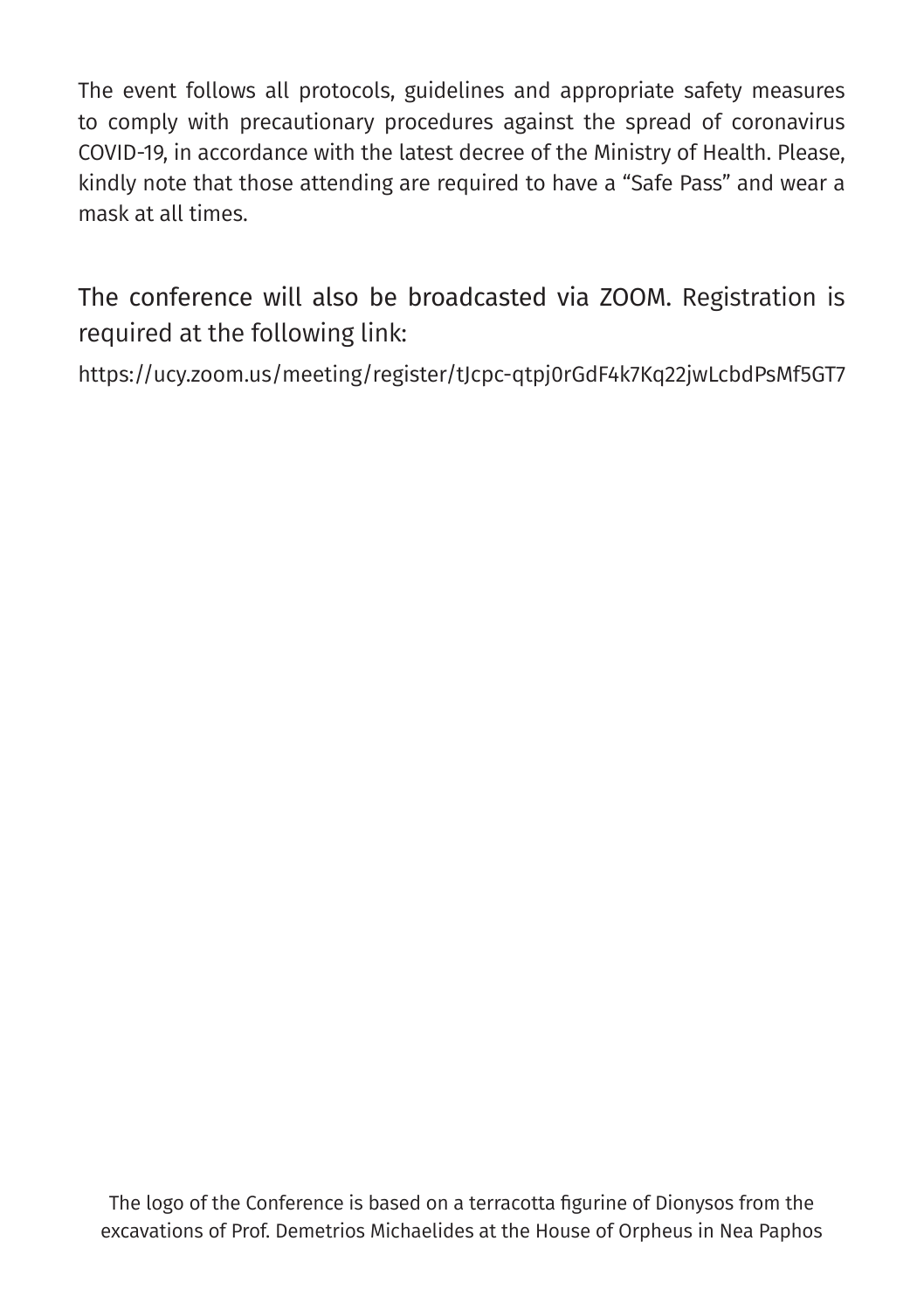The event follows all protocols, guidelines and appropriate safety measures to comply with precautionary procedures against the spread of coronavirus COVID-19, in accordance with the latest decree of the Ministry of Health. Please, kindly note that those attending are required to have a “Safe Pass” and wear a mask at all times.

The conference will also be broadcasted via ZOOM. Registration is required at the following link:

https://ucy.zoom.us/meeting/register/tJcpc-qtpj0rGdF4k7Kq22jwLcbdPsMf5GT7

The logo of the Conference is based on a terracotta figurine of Dionysos from the excavations of Prof. Demetrios Michaelides at the House of Orpheus in Nea Paphos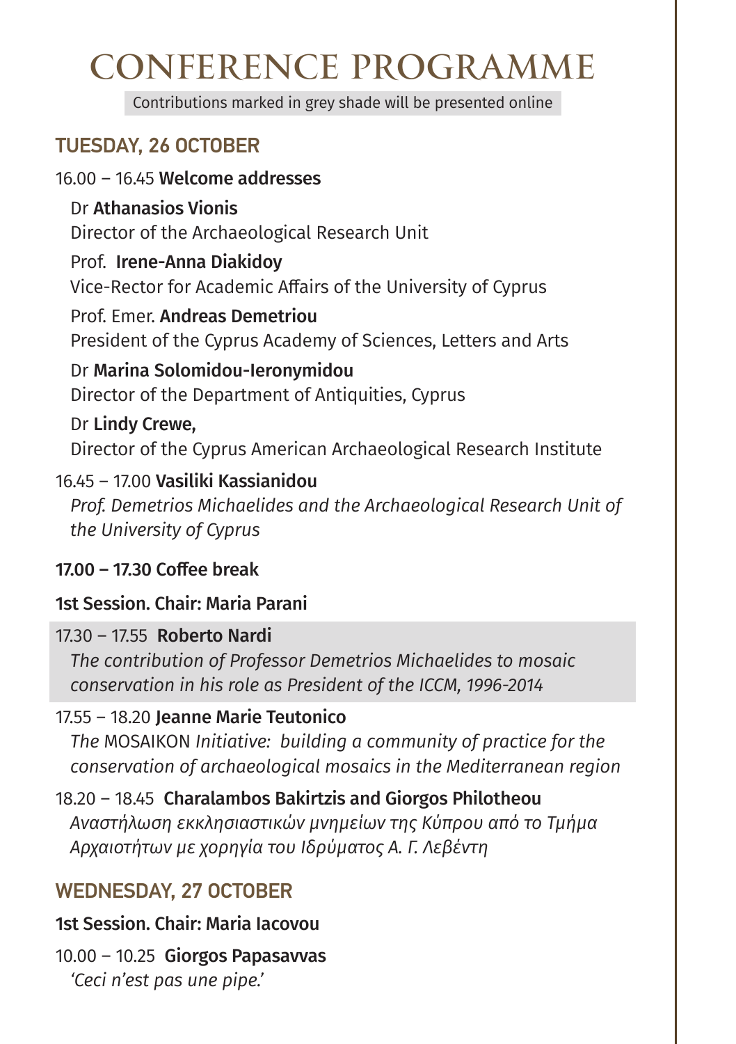# CONFERENCE PROGRAMME

Contributions marked in grey shade will be presented online

## TUESDAY, 26 OCTOBER

16.00 – 16.45 **Welcome addresses**

Dr **Athanasios Vionis**
Director of the Archaeological Research Unit

Prof. **Irene-Anna Diakidoy**
Vice-Rector for Academic Affairs of the University of Cyprus

Prof. Emer. **Andreas Demetriou**
President of the Cyprus Academy of Sciences, Letters and Arts

Dr **Marina Solomidou-Ieronymidou**
Director of the Department of Antiquities, Cyprus

Dr **Lindy Crewe,**
Director of the Cyprus American Archaeological Research Institute

16.45 – 17.00 **Vasiliki Kassianidou**
*Prof. Demetrios Michaelides and the Archaeological Research Unit of the University of Cyprus*

**17.00 – 17.30 Coffee break**

**1st Session. Chair: Maria Parani**

17.30 – 17.55 **Roberto Nardi**
*The contribution of Professor Demetrios Michaelides to mosaic conservation in his role as President of the ICCM, 1996-2014*

17.55 – 18.20 **Jeanne Marie Teutonico**
*The* MOSAIKON *Initiative: building a community of practice for the conservation of archaeological mosaics in the Mediterranean region*

18.20 – 18.45 **Charalambos Bakirtzis and Giorgos Philotheou**
*Αναστήλωση εκκλησιαστικών μνημείων της Κύπρου από το Τμήμα Αρχαιοτήτων με χορηγία του Ιδρύματος Α. Γ. Λεβέντη*

## WEDNESDAY, 27 OCTOBER

**1st Session. Chair: Maria Iacovou**

10.00 – 10.25 **Giorgos Papasavvas**
*'Ceci n'est pas une pipe.'*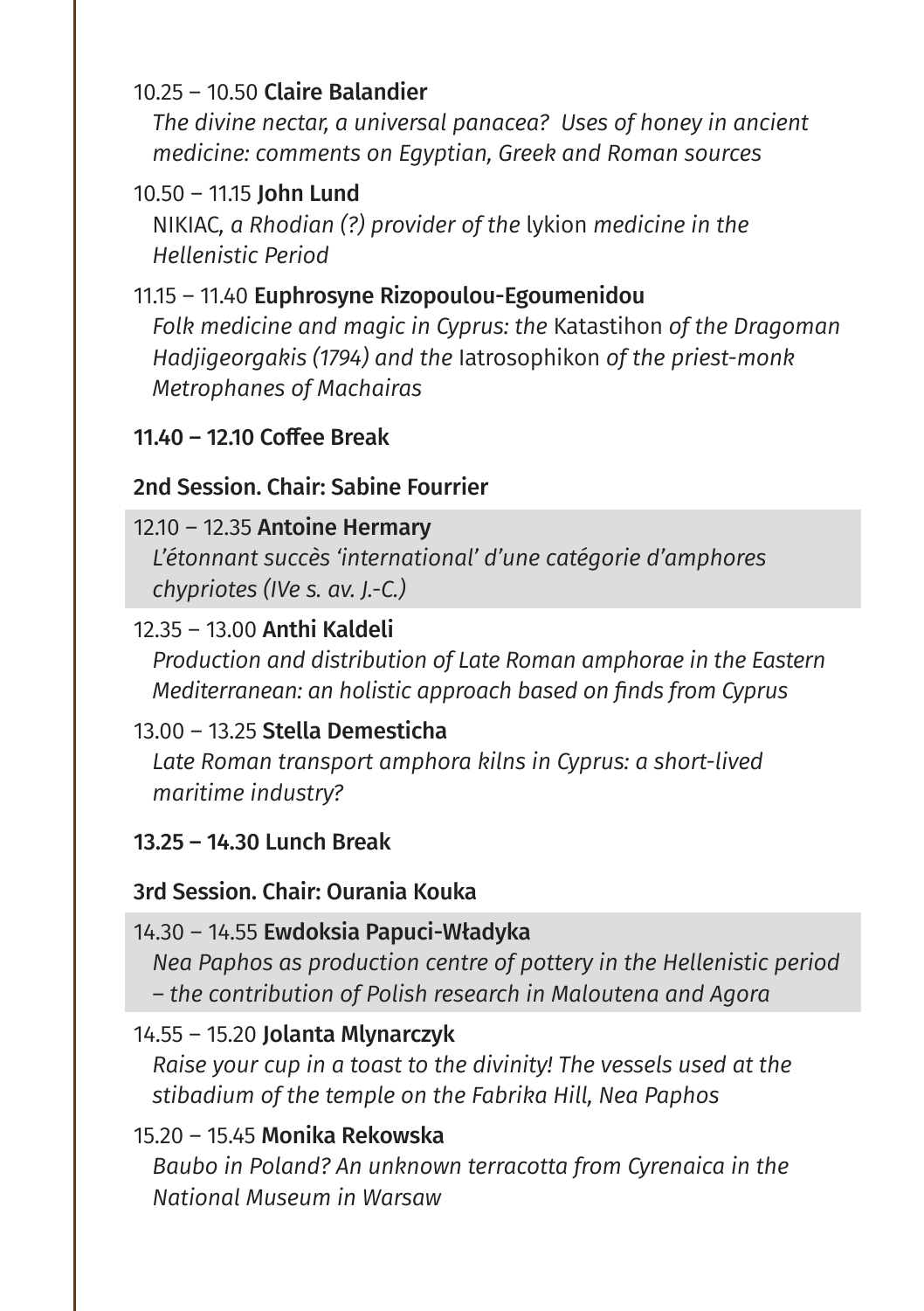10.25 – 10.50 **Claire Balandier**
*The divine nectar, a universal panacea? Uses of honey in ancient medicine: comments on Egyptian, Greek and Roman sources*

10.50 – 11.15 **John Lund**
NIKIAC*, a Rhodian (?) provider of the* lykion *medicine in the Hellenistic Period*

11.15 – 11.40 **Euphrosyne Rizopoulou-Egoumenidou**
*Folk medicine and magic in Cyprus: the* Katastihon *of the Dragoman Hadjigeorgakis (1794) and the* Iatrosophikon *of the priest-monk Metrophanes of Machairas*

**11.40 – 12.10 Coffee Break**

**2nd Session. Chair: Sabine Fourrier**

12.10 – 12.35 **Antoine Hermary**
*L'étonnant succès 'international' d'une catégorie d'amphores chypriotes (IVe s. av. J.-C.)*

12.35 – 13.00 **Anthi Kaldeli**
*Production and distribution of Late Roman amphorae in the Eastern Mediterranean: an holistic approach based on finds from Cyprus*

13.00 – 13.25 **Stella Demesticha**
*Late Roman transport amphora kilns in Cyprus: a short-lived maritime industry?*

**13.25 – 14.30 Lunch Break**

**3rd Session. Chair: Ourania Kouka**

14.30 – 14.55 **Ewdoksia Papuci-Władyka**
*Nea Paphos as production centre of pottery in the Hellenistic period – the contribution of Polish research in Maloutena and Agora*

14.55 – 15.20 **Jolanta Mlynarczyk**
*Raise your cup in a toast to the divinity! The vessels used at the stibadium of the temple on the Fabrika Hill, Nea Paphos*

15.20 – 15.45 **Monika Rekowska**
*Baubo in Poland? An unknown terracotta from Cyrenaica in the National Museum in Warsaw*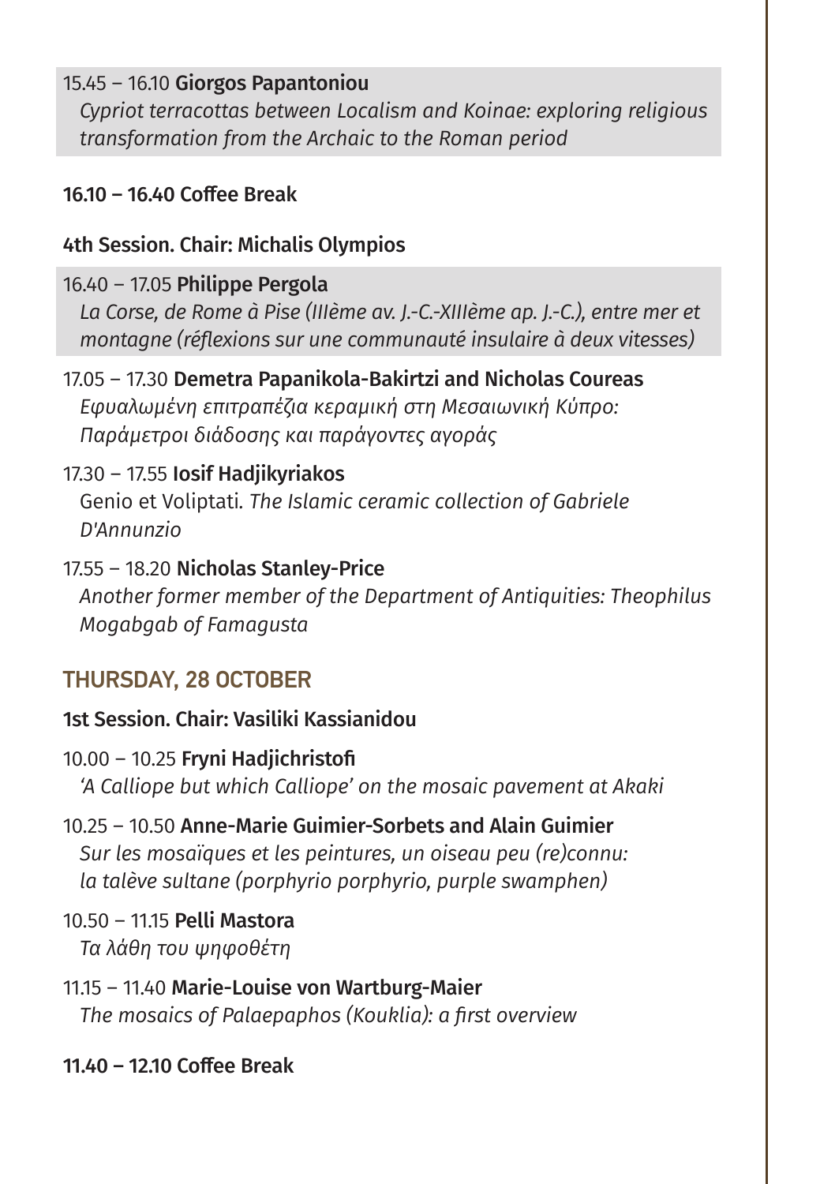15.45 – 16.10 **Giorgos Papantoniou**
*Cypriot terracottas between Localism and Koinae: exploring religious transformation from the Archaic to the Roman period*

**16.10 – 16.40 Coffee Break**

**4th Session. Chair: Michalis Olympios**

16.40 – 17.05 **Philippe Pergola**
*La Corse, de Rome à Pise (IIIème av. J.-C.-XIIIème ap. J.-C.), entre mer et montagne (réflexions sur une communauté insulaire à deux vitesses)*

17.05 – 17.30 **Demetra Papanikola-Bakirtzi and Nicholas Coureas**
*Εφυαλωμένη επιτραπέζια κεραμική στη Μεσαιωνική Κύπρο: Παράμετροι διάδοσης και παράγοντες αγοράς*

17.30 – 17.55 **Iosif Hadjikyriakos**
Genio et Voliptati. *The Islamic ceramic collection of Gabriele D'Annunzio*

17.55 – 18.20 **Nicholas Stanley-Price**
*Another former member of the Department of Antiquities: Theophilus Mogabgab of Famagusta*

## THURSDAY, 28 OCTOBER

**1st Session. Chair: Vasiliki Kassianidou**

10.00 – 10.25 **Fryni Hadjichristofi**
*'A Calliope but which Calliope' on the mosaic pavement at Akaki*

10.25 – 10.50 **Anne-Marie Guimier-Sorbets and Alain Guimier**
*Sur les mosaïques et les peintures, un oiseau peu (re)connu: la talève sultane (porphyrio porphyrio, purple swamphen)*

10.50 – 11.15 **Pelli Mastora**
*Τα λάθη του ψηφοθέτη*

11.15 – 11.40 **Marie-Louise von Wartburg-Maier**
*The mosaics of Palaepaphos (Kouklia): a first overview*

**11.40 – 12.10 Coffee Break**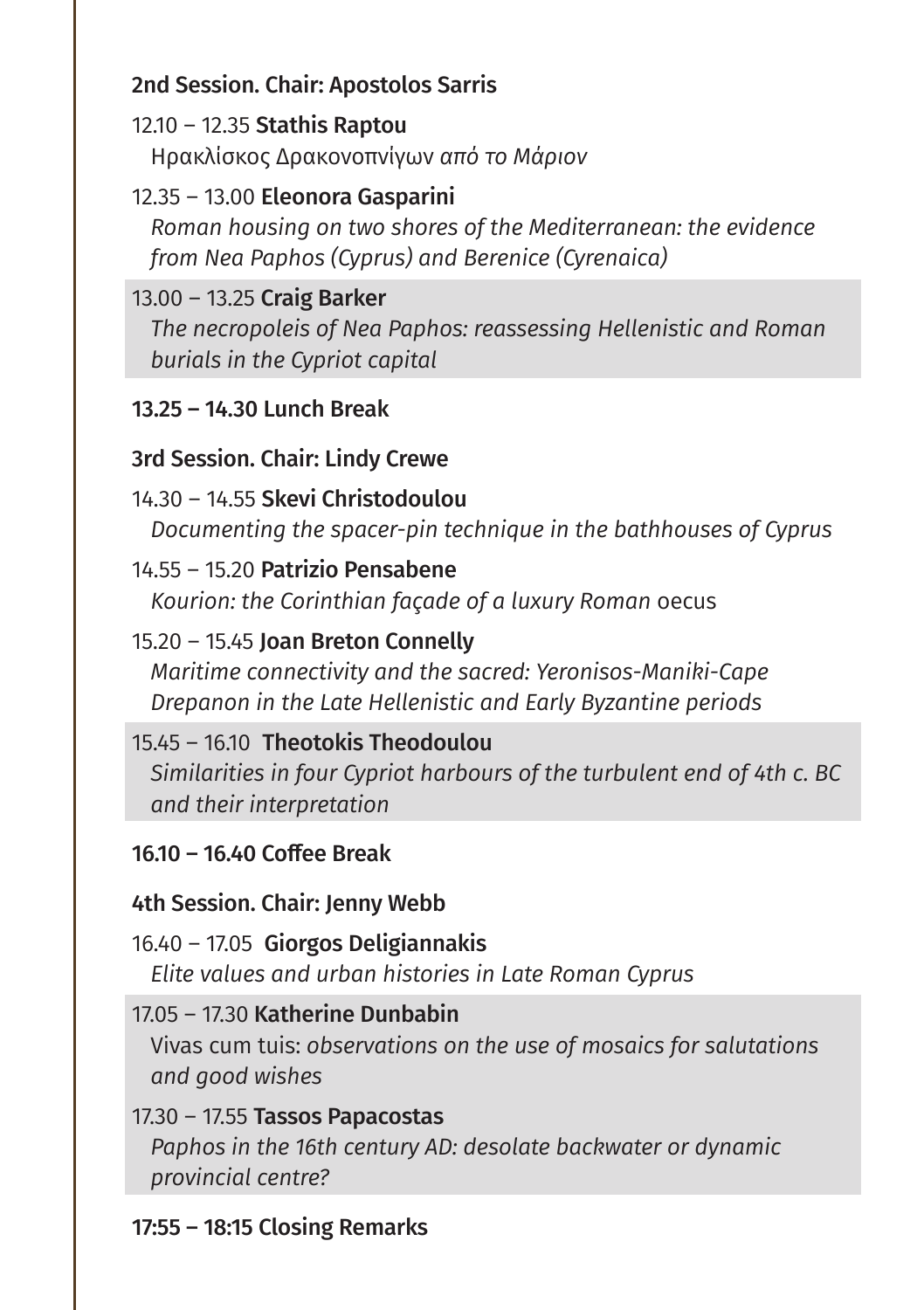**2nd Session. Chair: Apostolos Sarris**

12.10 – 12.35 **Stathis Raptou**
Ηρακλίσκος Δρακονοπνίγων *από το Μάριον*

12.35 – 13.00 **Eleonora Gasparini**
*Roman housing on two shores of the Mediterranean: the evidence from Nea Paphos (Cyprus) and Berenice (Cyrenaica)*

13.00 – 13.25 **Craig Barker**
*The necropoleis of Nea Paphos: reassessing Hellenistic and Roman burials in the Cypriot capital*

**13.25 – 14.30 Lunch Break**

**3rd Session. Chair: Lindy Crewe**

14.30 – 14.55 **Skevi Christodoulou**
*Documenting the spacer-pin technique in the bathhouses of Cyprus*

14.55 – 15.20 **Patrizio Pensabene**
*Kourion: the Corinthian façade of a luxury Roman* oecus

15.20 – 15.45 **Joan Breton Connelly**
*Maritime connectivity and the sacred: Yeronisos-Maniki-Cape Drepanon in the Late Hellenistic and Early Byzantine periods*

15.45 – 16.10 **Theotokis Theodoulou**
*Similarities in four Cypriot harbours of the turbulent end of 4th c. BC and their interpretation*

**16.10 – 16.40 Coffee Break**

**4th Session. Chair: Jenny Webb**

16.40 – 17.05 **Giorgos Deligiannakis**
*Elite values and urban histories in Late Roman Cyprus*

17.05 – 17.30 **Katherine Dunbabin**
Vivas cum tuis: *observations on the use of mosaics for salutations and good wishes*

17.30 – 17.55 **Tassos Papacostas**
*Paphos in the 16th century AD: desolate backwater or dynamic provincial centre?*

**17:55 – 18:15 Closing Remarks**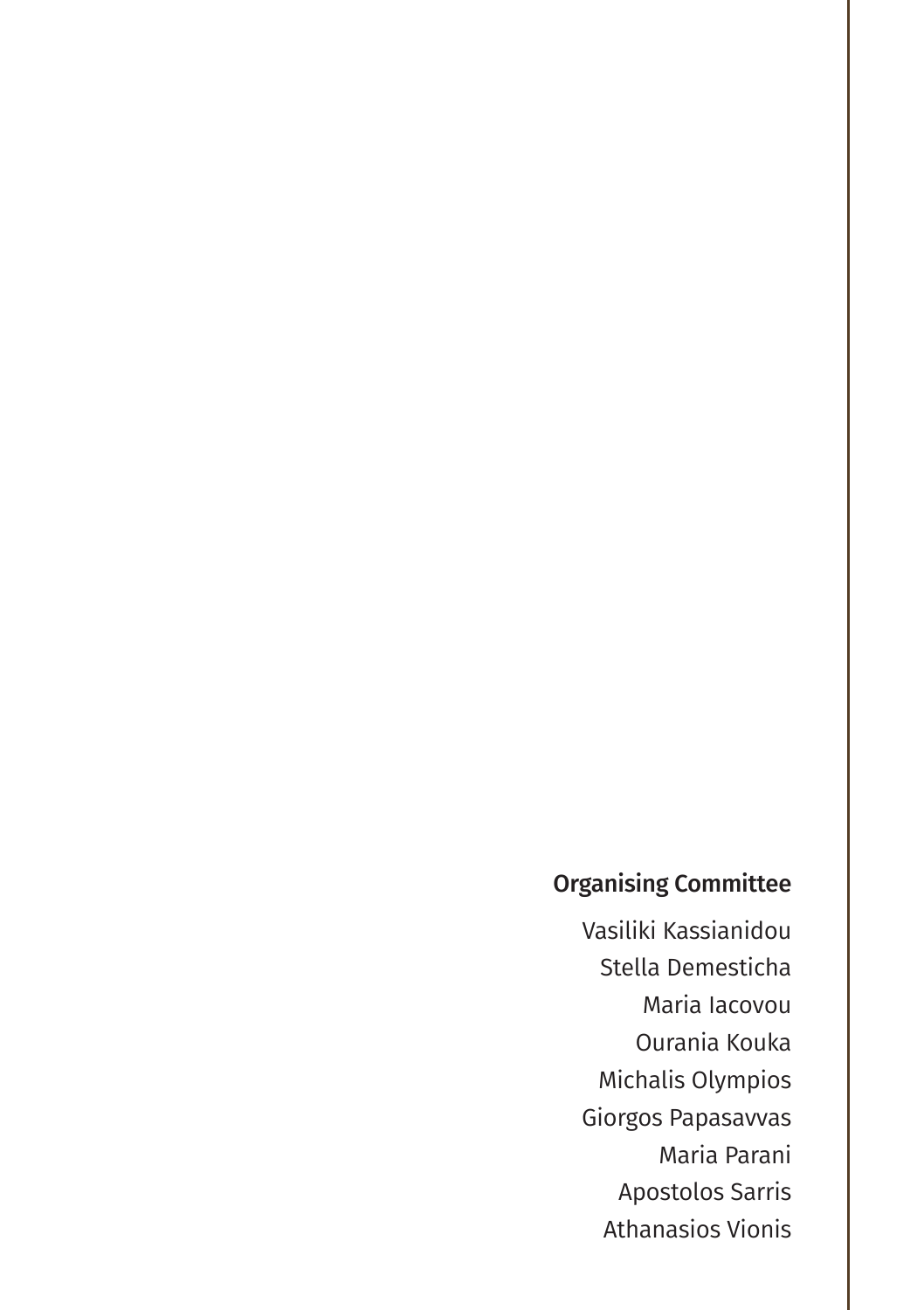## Organising Committee

Vasiliki Kassianidou
Stella Demesticha
Maria Iacovou
Ourania Kouka
Michalis Olympios
Giorgos Papasavvas
Maria Parani
Apostolos Sarris
Athanasios Vionis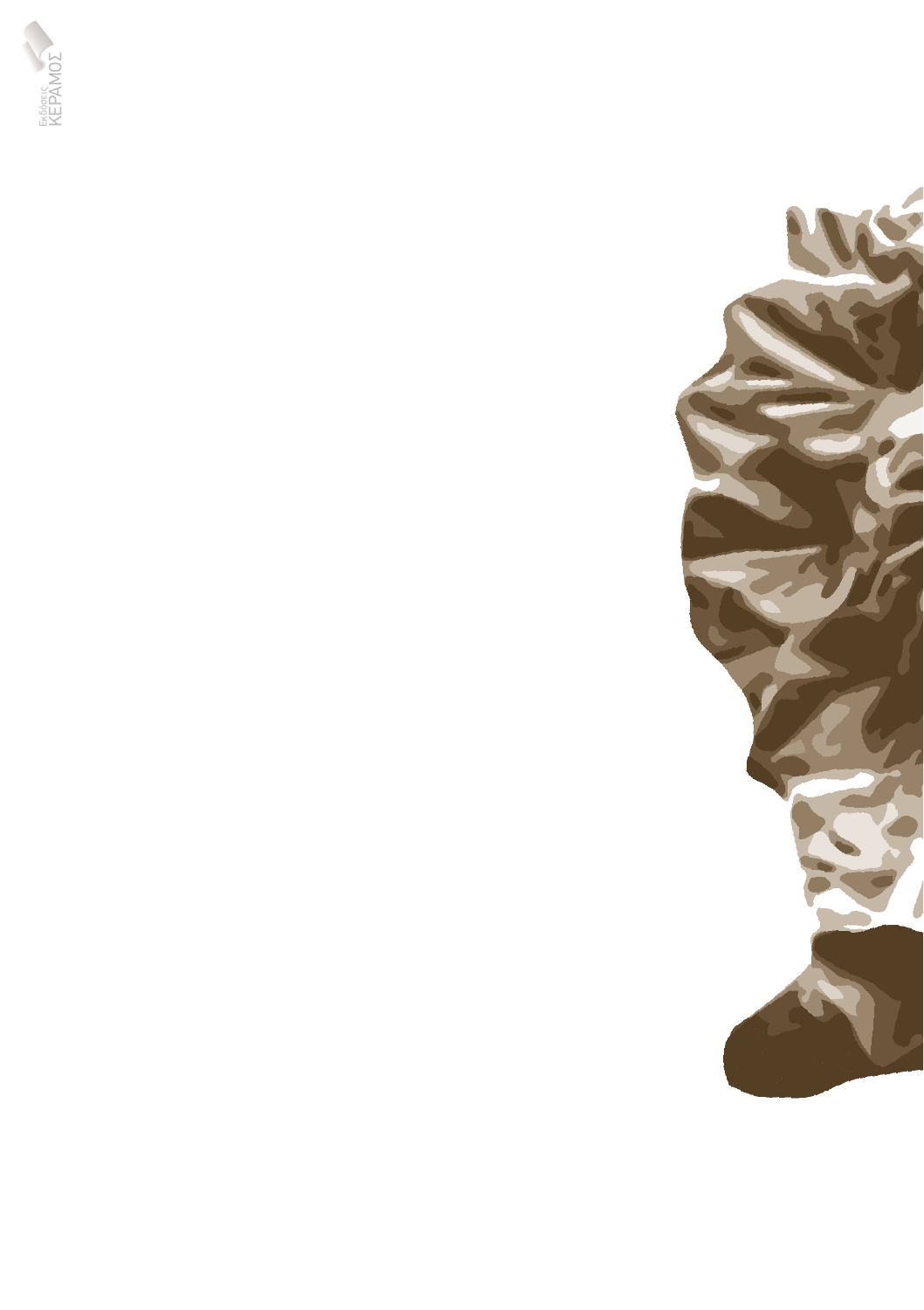Εκδόσεις ΚΕΡΑΜΟΣ